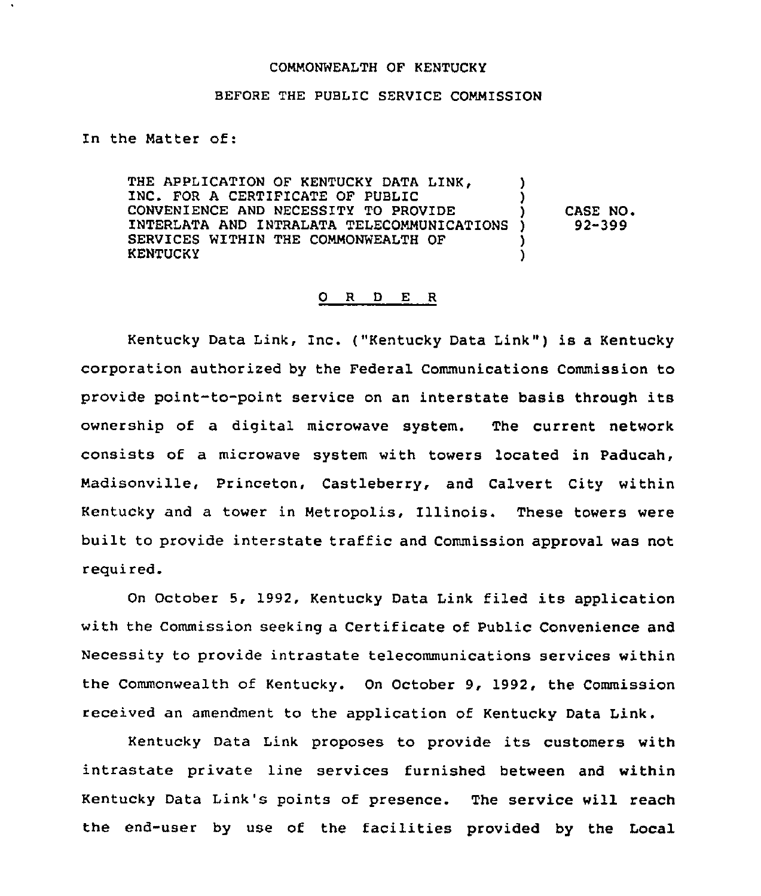COMMONWEALTH OF KENTUCKY

BEFORE THE PUBLIC SERVICE COMMISSION

In the Matter of:

| | | |
|---|---|---|
| THE APPLICATION OF KENTUCKY DATA LINK, INC. FOR A CERTIFICATE OF PUBLIC CONVENIENCE AND NECESSITY TO PROVIDE INTERLATA AND INTRALATA TELECOMMUNICATIONS SERVICES WITHIN THE COMMONWEALTH OF KENTUCKY | ) | CASE NO. 92-399 |

## O R D E R

Kentucky Data Link, Inc. ("Kentucky Data Link") is a Kentucky corporation authorized by the Federal Communications Commission to provide point-to-point service on an interstate basis through its ownership of a digital microwave system. The current network consists of a microwave system with towers located in Paducah, Madisonville, Princeton, Castleberry, and Calvert City within Kentucky and a tower in Metropolis, Illinois. These towers were built to provide interstate traffic and Commission approval was not required.

On October 5, 1992, Kentucky Data Link filed its application with the Commission seeking a Certificate of Public Convenience and Necessity to provide intrastate telecommunications services within the Commonwealth of Kentucky. On October 9, 1992, the Commission received an amendment to the application of Kentucky Data Link.

Kentucky Data Link proposes to provide its customers with intrastate private line services furnished between and within Kentucky Data Link's points of presence. The service will reach the end-user by use of the facilities provided by the Local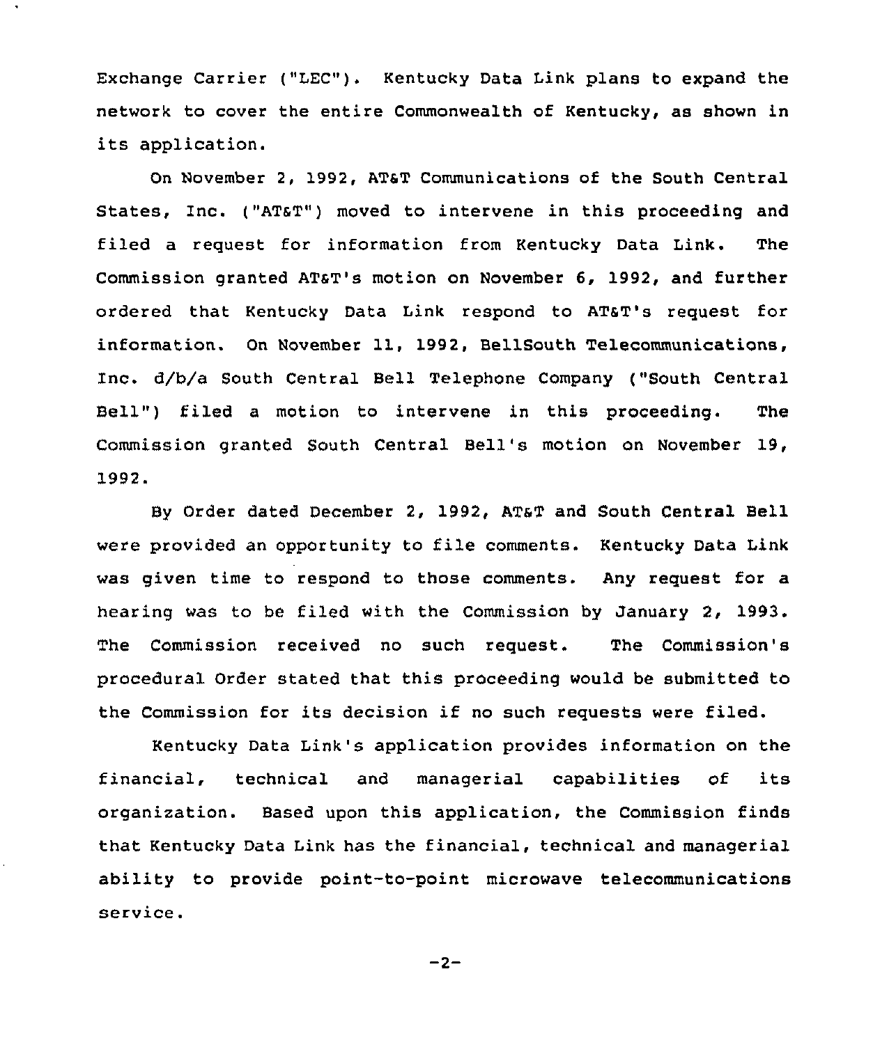Exchange Carrier ("LEC"). Kentucky Data Link plans to expand the network to cover the entire Commonwealth of Kentucky, as shown in its application.

On November 2, 1992, AT&T Communications of the South Central States, Inc. ("AT&T") moved to intervene in this proceeding and filed a request for information from Kentucky Data Link. The Commission granted AT&T's motion on November 6, 1992, and further ordered that Kentucky Data Link respond to AT&T's request for information. On November 11, 1992, BellSouth Telecommunications, Inc. d/b/a South Central Bell Telephone Company ("South Central Bell") filed a motion to intervene in this proceeding. The Commission granted South Central Bell's motion on November 19, 1992.

By Order dated December 2, 1992, AT&T and South Central Bell were provided an opportunity to file comments. Kentucky Data Link was given time to respond to those comments. Any request for a hearing was to be filed with the Commission by January 2, 1993. The Commission received no such request. The Commission's procedural Order stated that this proceeding would be submitted to the Commission for its decision if no such requests were filed.

Kentucky Data Link's application provides information on the financial, technical and managerial capabilities of its organization. Based upon this application, the Commission finds that Kentucky Data Link has the financial, technical and managerial ability to provide point-to-point microwave telecommunications service.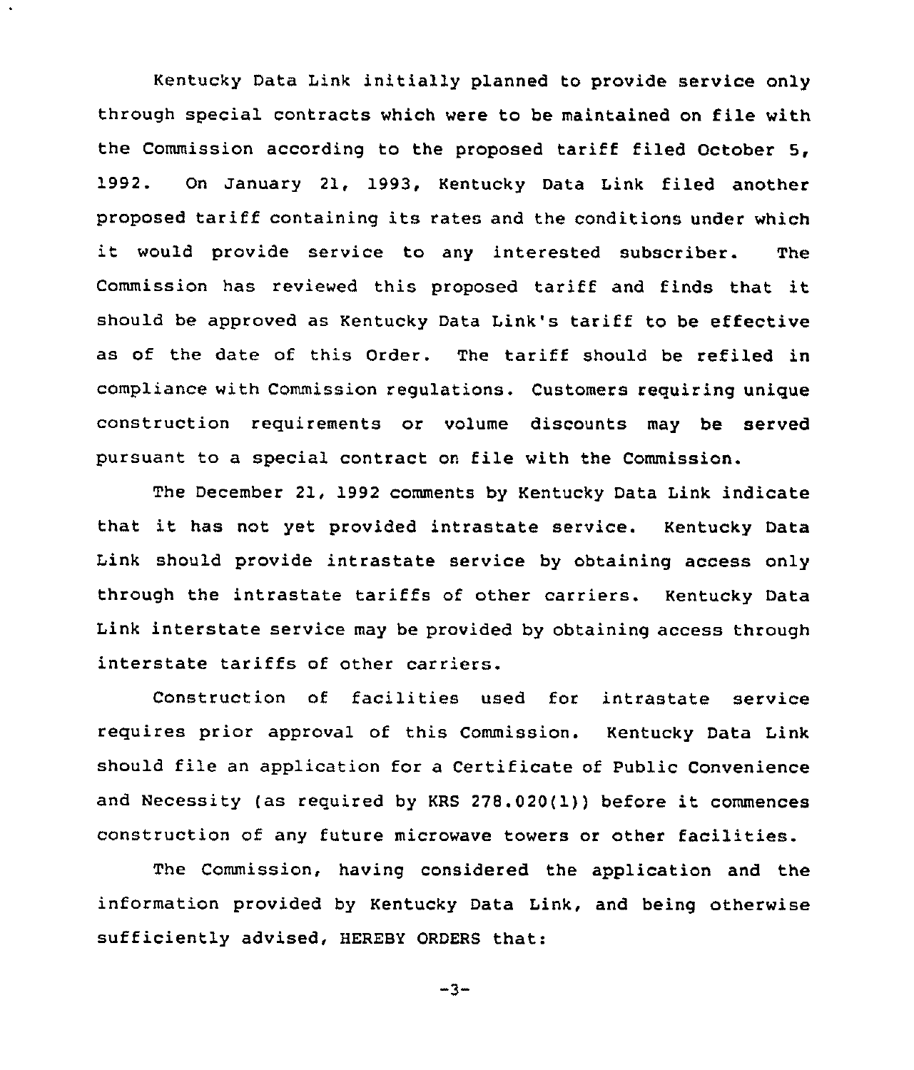Kentucky Data Link initially planned to provide service only through special contracts which were to be maintained on file with the Commission according to the proposed tariff filed October 5, 1992. On January 21, 1993, Kentucky Data Link filed another proposed tariff containing its rates and the conditions under which it would provide service to any interested subscriber. The Commission has reviewed this proposed tariff and finds that it should be approved as Kentucky Data Link's tariff to be effective as of the date of this Order. The tariff should be refiled in compliance with Commission regulations. Customers requiring unique construction requirements or volume discounts may be served pursuant to a special contract on file with the Commission.

The December 21, 1992 comments by Kentucky Data Link indicate that it has not yet provided intrastate service. Kentucky Data Link should provide intrastate service by obtaining access only through the intrastate tariffs of other carriers. Kentucky Data Link interstate service may be provided by obtaining access through interstate tariffs of other carriers.

Construction of facilities used for intrastate service requires prior approval of this Commission. Kentucky Data Link should file an application for a Certificate of Public Convenience and Necessity (as required by KRS 278.020(1)) before it commences construction of any future microwave towers or other facilities.

The Commission, having considered the application and the information provided by Kentucky Data Link, and being otherwise sufficiently advised, HEREBY ORDERS that: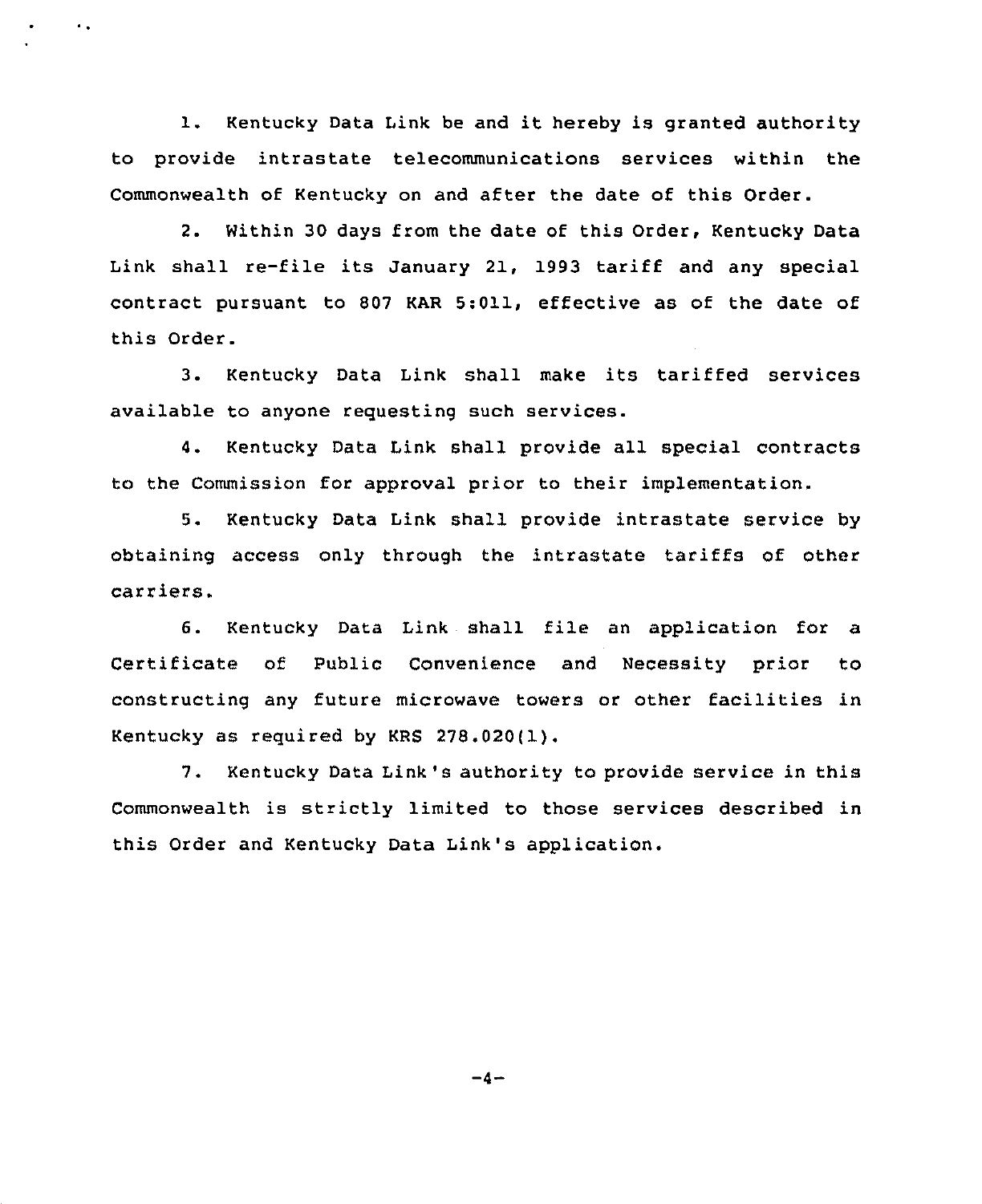1. Kentucky Data Link be and it hereby is granted authority to provide intrastate telecommunications services within the Commonwealth of Kentucky on and after the date of this Order.

2. Within 30 days from the date of this Order, Kentucky Data Link shall re-file its January 21, 1993 tariff and any special contract pursuant to 807 KAR 5:011, effective as of the date of this Order.

3. Kentucky Data Link shall make its tariffed services available to anyone requesting such services.

4. Kentucky Data Link shall provide all special contracts to the Commission for approval prior to their implementation.

5. Kentucky Data Link shall provide intrastate service by obtaining access only through the intrastate tariffs of other carriers.

6. Kentucky Data Link shall file an application for a Certificate of Public Convenience and Necessity prior to constructing any future microwave towers or other facilities in Kentucky as required by KRS 278.020(1).

7. Kentucky Data Link's authority to provide service in this Commonwealth is strictly limited to those services described in this Order and Kentucky Data Link's application.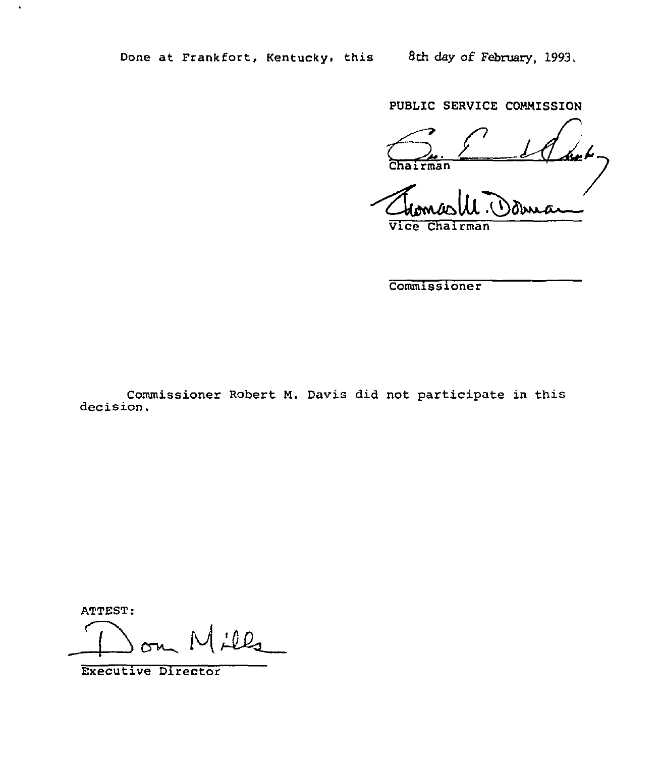Done at Frankfort, Kentucky, this 8th day of February, 1993.

PUBLIC SERVICE COMMISSION

Chairman

Vice Chairman

Commissioner

Commissioner Robert M. Davis did not participate in this decision.

ATTEST:

Executive Director